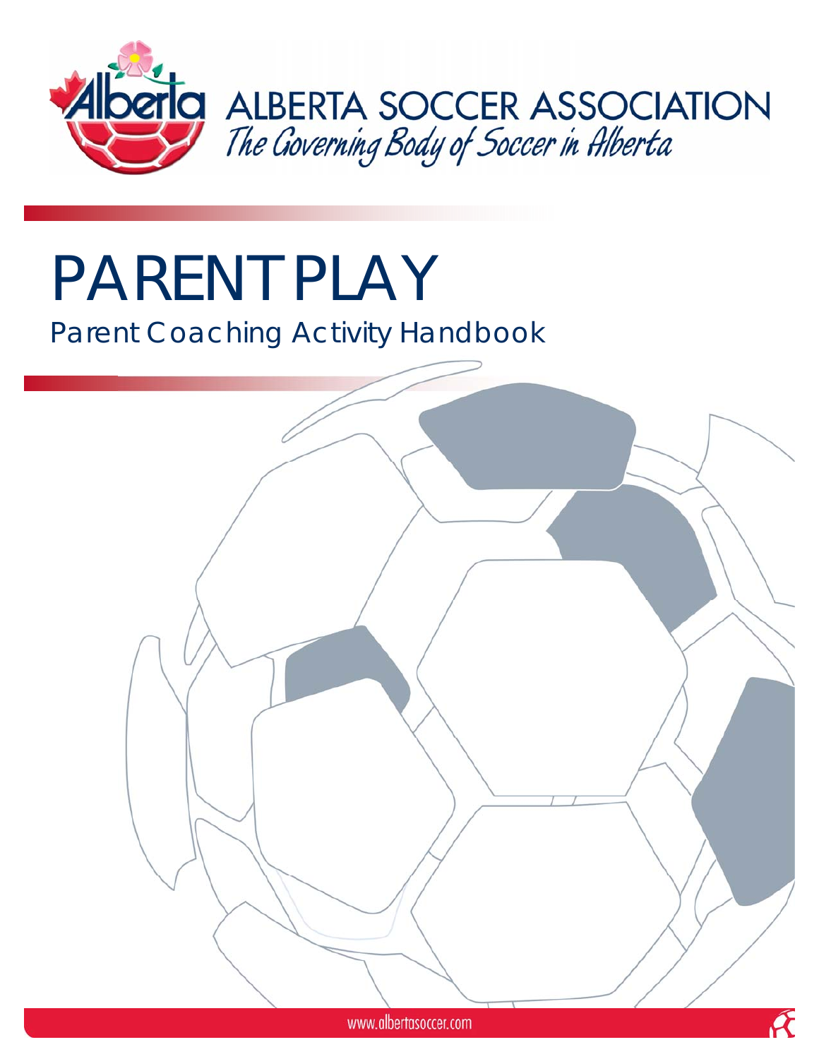ALBERTA SOCCER ASSOCIATION

*The Governing Body of Soccer in Alberta*

# PARENT PLAY

## Parent Coaching Activity Handbook

www.albertasoccer.com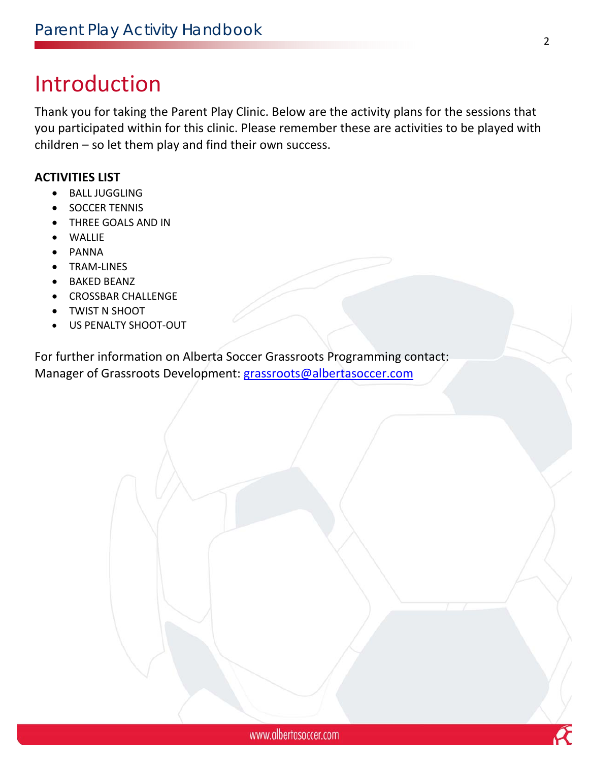# Introduction

Thank you for taking the Parent Play Clinic. Below are the activity plans for the sessions that you participated within for this clinic. Please remember these are activities to be played with children – so let them play and find their own success.

**ACTIVITIES LIST**

- BALL JUGGLING
- SOCCER TENNIS
- THREE GOALS AND IN
- WALLIE
- PANNA
- TRAM-LINES
- BAKED BEANZ
- CROSSBAR CHALLENGE
- TWIST N SHOOT
- US PENALTY SHOOT-OUT

For further information on Alberta Soccer Grassroots Programming contact:
Manager of Grassroots Development: grassroots@albertasoccer.com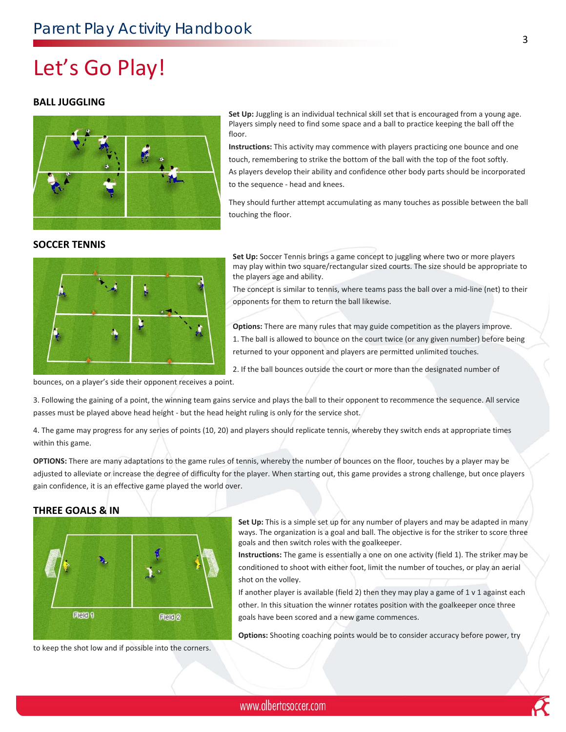# Let's Go Play!

## BALL JUGGLING

**Set Up:** Juggling is an individual technical skill set that is encouraged from a young age. Players simply need to find some space and a ball to practice keeping the ball off the floor.

**Instructions:** This activity may commence with players practicing one bounce and one touch, remembering to strike the bottom of the ball with the top of the foot softly. As players develop their ability and confidence other body parts should be incorporated to the sequence - head and knees.

They should further attempt accumulating as many touches as possible between the ball touching the floor.

## SOCCER TENNIS

**Set Up:** Soccer Tennis brings a game concept to juggling where two or more players may play within two square/rectangular sized courts. The size should be appropriate to the players age and ability.

The concept is similar to tennis, where teams pass the ball over a mid-line (net) to their opponents for them to return the ball likewise.

**Options:** There are many rules that may guide competition as the players improve.

1. The ball is allowed to bounce on the court twice (or any given number) before being returned to your opponent and players are permitted unlimited touches.

2. If the ball bounces outside the court or more than the designated number of bounces, on a player's side their opponent receives a point.

3. Following the gaining of a point, the winning team gains service and plays the ball to their opponent to recommence the sequence. All service passes must be played above head height - but the head height ruling is only for the service shot.

4. The game may progress for any series of points (10, 20) and players should replicate tennis, whereby they switch ends at appropriate times within this game.

**OPTIONS:** There are many adaptations to the game rules of tennis, whereby the number of bounces on the floor, touches by a player may be adjusted to alleviate or increase the degree of difficulty for the player. When starting out, this game provides a strong challenge, but once players gain confidence, it is an effective game played the world over.

## THREE GOALS & IN

**Set Up:** This is a simple set up for any number of players and may be adapted in many ways. The organization is a goal and ball. The objective is for the striker to score three goals and then switch roles with the goalkeeper.

**Instructions:** The game is essentially a one on one activity (field 1). The striker may be conditioned to shoot with either foot, limit the number of touches, or play an aerial shot on the volley.

If another player is available (field 2) then they may play a game of 1 v 1 against each other. In this situation the winner rotates position with the goalkeeper once three goals have been scored and a new game commences.

**Options:** Shooting coaching points would be to consider accuracy before power, try to keep the shot low and if possible into the corners.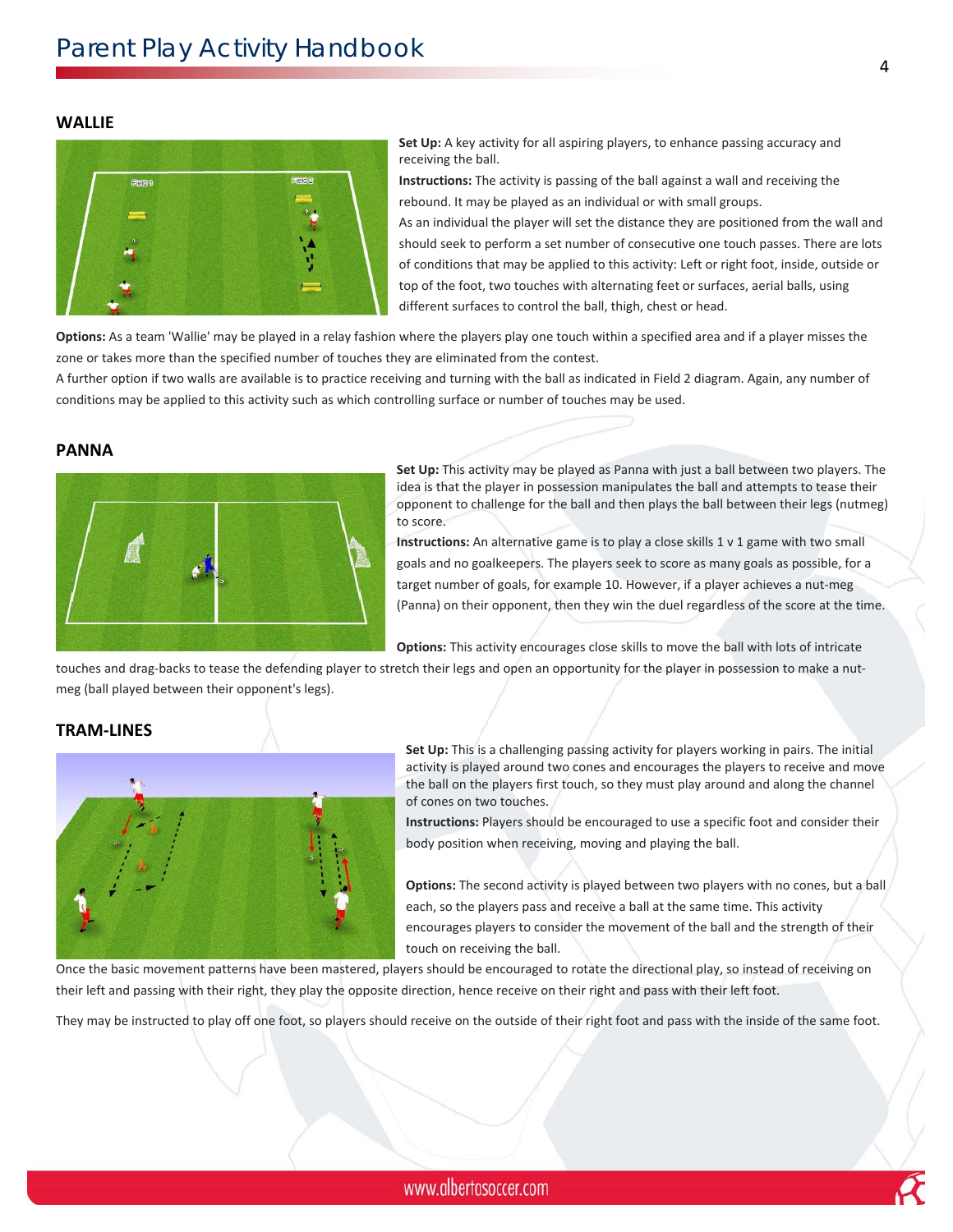## WALLIE

**Set Up:** A key activity for all aspiring players, to enhance passing accuracy and receiving the ball.

**Instructions:** The activity is passing of the ball against a wall and receiving the rebound. It may be played as an individual or with small groups.

As an individual the player will set the distance they are positioned from the wall and should seek to perform a set number of consecutive one touch passes. There are lots of conditions that may be applied to this activity: Left or right foot, inside, outside or top of the foot, two touches with alternating feet or surfaces, aerial balls, using different surfaces to control the ball, thigh, chest or head.

**Options:** As a team 'Wallie' may be played in a relay fashion where the players play one touch within a specified area and if a player misses the zone or takes more than the specified number of touches they are eliminated from the contest.

A further option if two walls are available is to practice receiving and turning with the ball as indicated in Field 2 diagram. Again, any number of conditions may be applied to this activity such as which controlling surface or number of touches may be used.

## PANNA

**Set Up:** This activity may be played as Panna with just a ball between two players. The idea is that the player in possession manipulates the ball and attempts to tease their opponent to challenge for the ball and then plays the ball between their legs (nutmeg) to score.

**Instructions:** An alternative game is to play a close skills 1 v 1 game with two small goals and no goalkeepers. The players seek to score as many goals as possible, for a target number of goals, for example 10. However, if a player achieves a nut-meg (Panna) on their opponent, then they win the duel regardless of the score at the time.

**Options:** This activity encourages close skills to move the ball with lots of intricate touches and drag-backs to tease the defending player to stretch their legs and open an opportunity for the player in possession to make a nut-meg (ball played between their opponent's legs).

## TRAM-LINES

**Set Up:** This is a challenging passing activity for players working in pairs. The initial activity is played around two cones and encourages the players to receive and move the ball on the players first touch, so they must play around and along the channel of cones on two touches.

**Instructions:** Players should be encouraged to use a specific foot and consider their body position when receiving, moving and playing the ball.

**Options:** The second activity is played between two players with no cones, but a ball each, so the players pass and receive a ball at the same time. This activity encourages players to consider the movement of the ball and the strength of their touch on receiving the ball.

Once the basic movement patterns have been mastered, players should be encouraged to rotate the directional play, so instead of receiving on their left and passing with their right, they play the opposite direction, hence receive on their right and pass with their left foot.

They may be instructed to play off one foot, so players should receive on the outside of their right foot and pass with the inside of the same foot.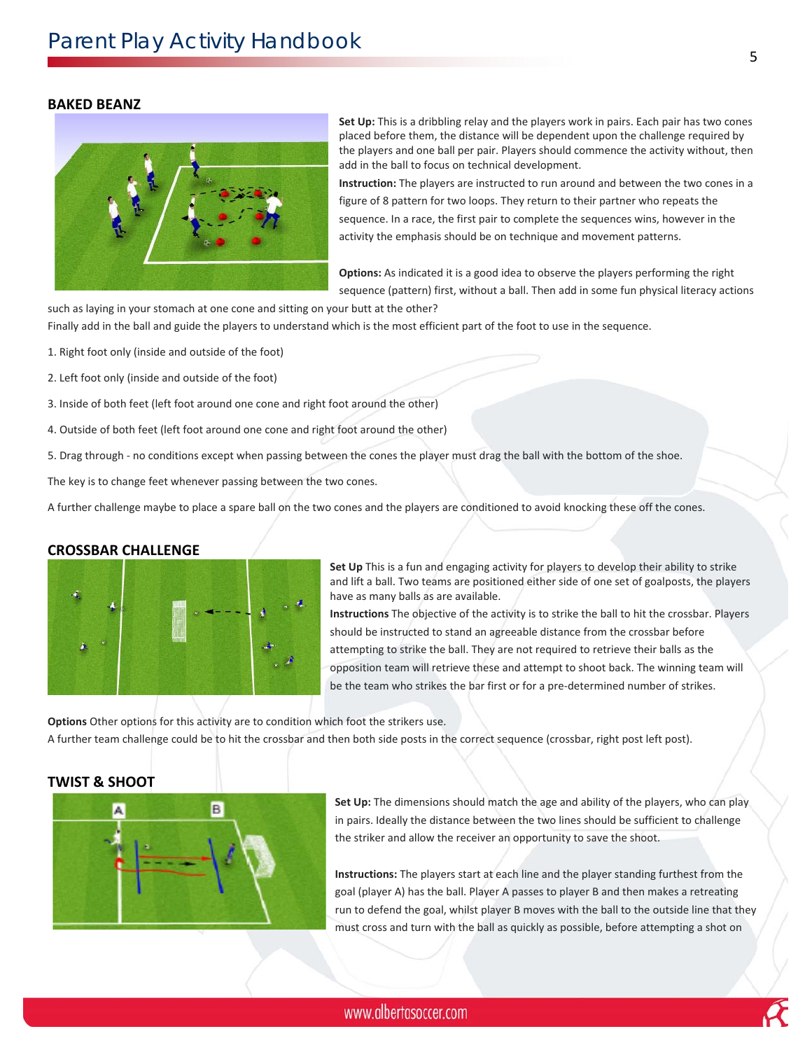## BAKED BEANZ

**Set Up:** This is a dribbling relay and the players work in pairs. Each pair has two cones placed before them, the distance will be dependent upon the challenge required by the players and one ball per pair. Players should commence the activity without, then add in the ball to focus on technical development.

**Instruction:** The players are instructed to run around and between the two cones in a figure of 8 pattern for two loops. They return to their partner who repeats the sequence. In a race, the first pair to complete the sequences wins, however in the activity the emphasis should be on technique and movement patterns.

**Options:** As indicated it is a good idea to observe the players performing the right sequence (pattern) first, without a ball. Then add in some fun physical literacy actions such as laying in your stomach at one cone and sitting on your butt at the other?

Finally add in the ball and guide the players to understand which is the most efficient part of the foot to use in the sequence.

1. Right foot only (inside and outside of the foot)

2. Left foot only (inside and outside of the foot)

3. Inside of both feet (left foot around one cone and right foot around the other)

4. Outside of both feet (left foot around one cone and right foot around the other)

5. Drag through - no conditions except when passing between the cones the player must drag the ball with the bottom of the shoe.

The key is to change feet whenever passing between the two cones.

A further challenge maybe to place a spare ball on the two cones and the players are conditioned to avoid knocking these off the cones.

## CROSSBAR CHALLENGE

**Set Up** This is a fun and engaging activity for players to develop their ability to strike and lift a ball. Two teams are positioned either side of one set of goalposts, the players have as many balls as are available.

**Instructions** The objective of the activity is to strike the ball to hit the crossbar. Players should be instructed to stand an agreeable distance from the crossbar before attempting to strike the ball. They are not required to retrieve their balls as the opposition team will retrieve these and attempt to shoot back. The winning team will be the team who strikes the bar first or for a pre-determined number of strikes.

**Options** Other options for this activity are to condition which foot the strikers use.

A further team challenge could be to hit the crossbar and then both side posts in the correct sequence (crossbar, right post left post).

## TWIST & SHOOT

**Set Up:** The dimensions should match the age and ability of the players, who can play in pairs. Ideally the distance between the two lines should be sufficient to challenge the striker and allow the receiver an opportunity to save the shoot.

**Instructions:** The players start at each line and the player standing furthest from the goal (player A) has the ball. Player A passes to player B and then makes a retreating run to defend the goal, whilst player B moves with the ball to the outside line that they must cross and turn with the ball as quickly as possible, before attempting a shot on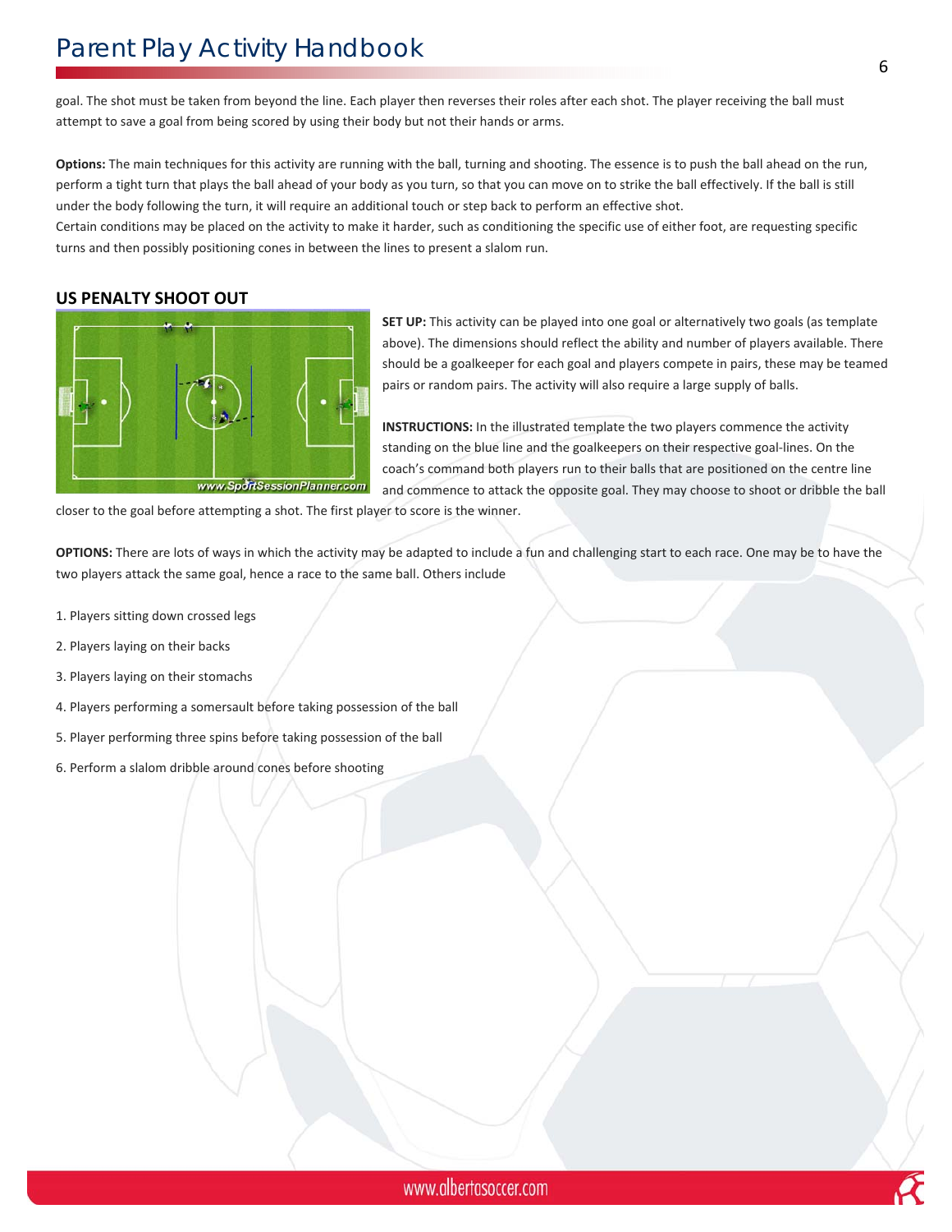goal. The shot must be taken from beyond the line. Each player then reverses their roles after each shot. The player receiving the ball must attempt to save a goal from being scored by using their body but not their hands or arms.

**Options:** The main techniques for this activity are running with the ball, turning and shooting. The essence is to push the ball ahead on the run, perform a tight turn that plays the ball ahead of your body as you turn, so that you can move on to strike the ball effectively. If the ball is still under the body following the turn, it will require an additional touch or step back to perform an effective shot.
Certain conditions may be placed on the activity to make it harder, such as conditioning the specific use of either foot, are requesting specific turns and then possibly positioning cones in between the lines to present a slalom run.

## US PENALTY SHOOT OUT

**SET UP:** This activity can be played into one goal or alternatively two goals (as template above). The dimensions should reflect the ability and number of players available. There should be a goalkeeper for each goal and players compete in pairs, these may be teamed pairs or random pairs. The activity will also require a large supply of balls.

**INSTRUCTIONS:** In the illustrated template the two players commence the activity standing on the blue line and the goalkeepers on their respective goal-lines. On the coach's command both players run to their balls that are positioned on the centre line and commence to attack the opposite goal. They may choose to shoot or dribble the ball closer to the goal before attempting a shot. The first player to score is the winner.

**OPTIONS:** There are lots of ways in which the activity may be adapted to include a fun and challenging start to each race. One may be to have the two players attack the same goal, hence a race to the same ball. Others include

1. Players sitting down crossed legs
2. Players laying on their backs
3. Players laying on their stomachs
4. Players performing a somersault before taking possession of the ball
5. Player performing three spins before taking possession of the ball
6. Perform a slalom dribble around cones before shooting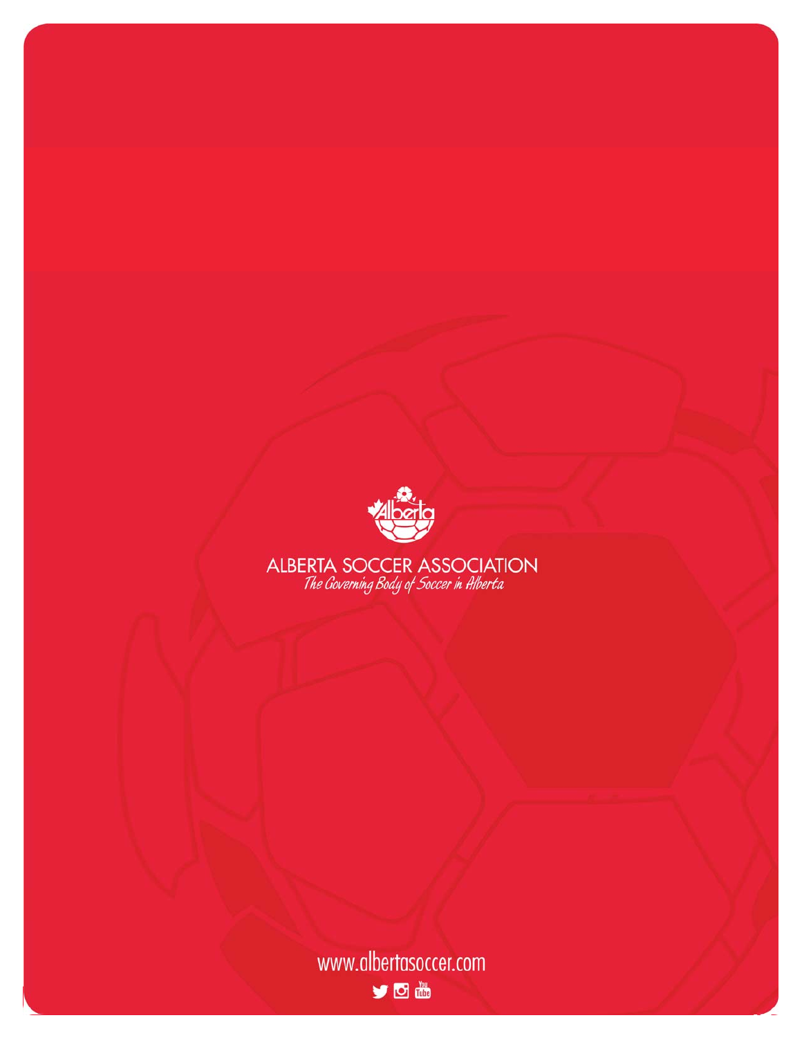ALBERTA SOCCER ASSOCIATION

*The Governing Body of Soccer in Alberta*

www.albertasoccer.com